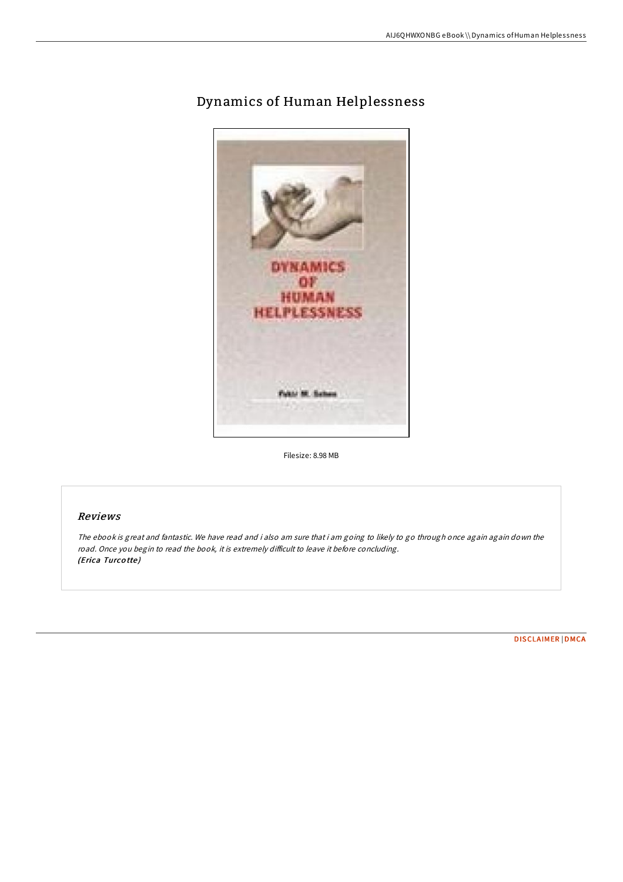# Dynamics of Human Helplessness

Filesize: 8.98 MB

## Reviews

*The ebook is great and fantastic. We have read and i also am sure that i am going to likely to go through once again again down the road. Once you begin to read the book, it is extremely difficult to leave it before concluding.*
***(Erica Turcotte)***

DISCLAIMER | DMCA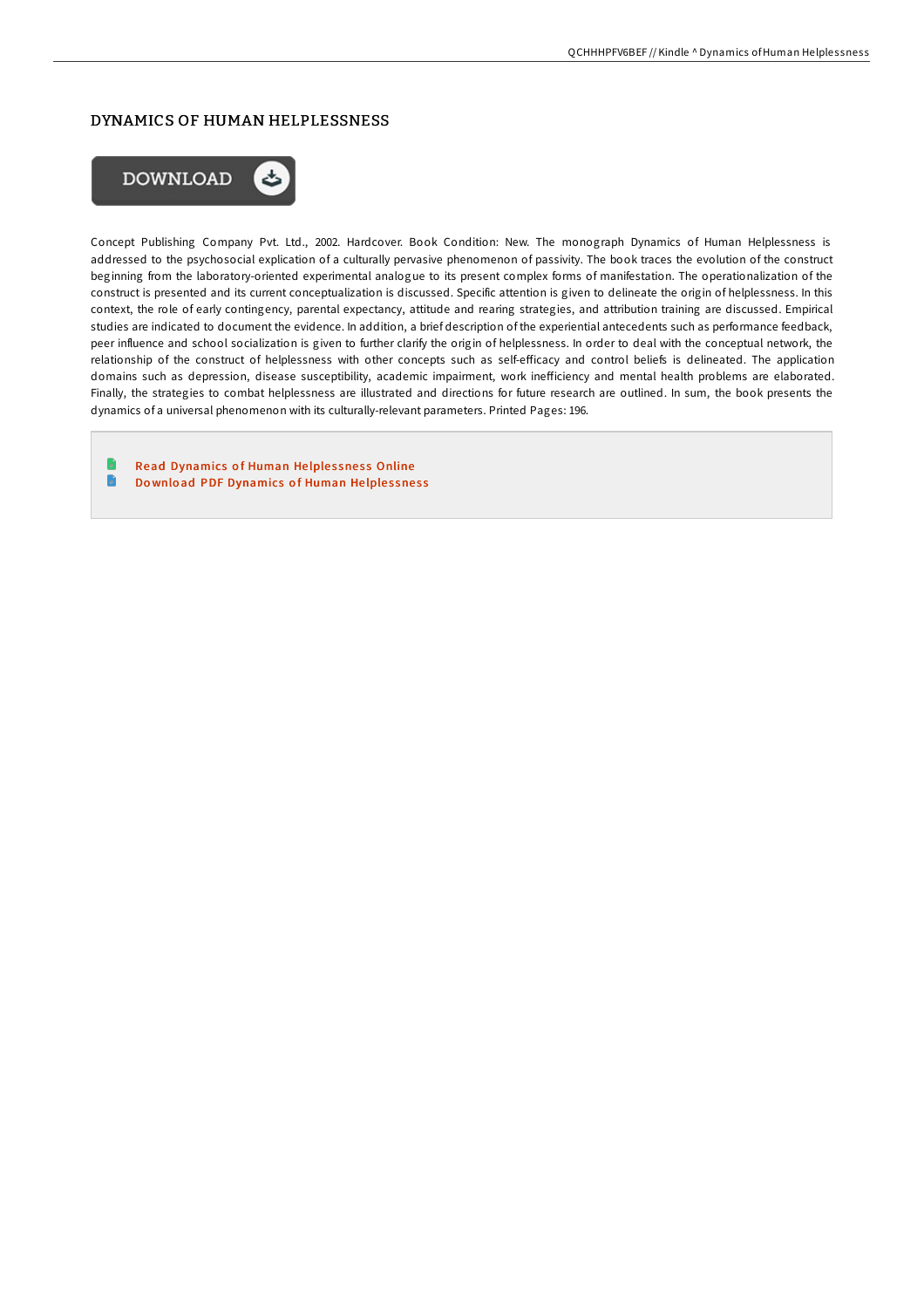# DYNAMICS OF HUMAN HELPLESSNESS

DOWNLOAD

Concept Publishing Company Pvt. Ltd., 2002. Hardcover. Book Condition: New. The monograph Dynamics of Human Helplessness is addressed to the psychosocial explication of a culturally pervasive phenomenon of passivity. The book traces the evolution of the construct beginning from the laboratory-oriented experimental analogue to its present complex forms of manifestation. The operationalization of the construct is presented and its current conceptualization is discussed. Specific attention is given to delineate the origin of helplessness. In this context, the role of early contingency, parental expectancy, attitude and rearing strategies, and attribution training are discussed. Empirical studies are indicated to document the evidence. In addition, a brief description of the experiential antecedents such as performance feedback, peer influence and school socialization is given to further clarify the origin of helplessness. In order to deal with the conceptual network, the relationship of the construct of helplessness with other concepts such as self-efficacy and control beliefs is delineated. The application domains such as depression, disease susceptibility, academic impairment, work inefficiency and mental health problems are elaborated. Finally, the strategies to combat helplessness are illustrated and directions for future research are outlined. In sum, the book presents the dynamics of a universal phenomenon with its culturally-relevant parameters. Printed Pages: 196.

- Read Dynamics of Human Helplessness Online
- Download PDF Dynamics of Human Helplessness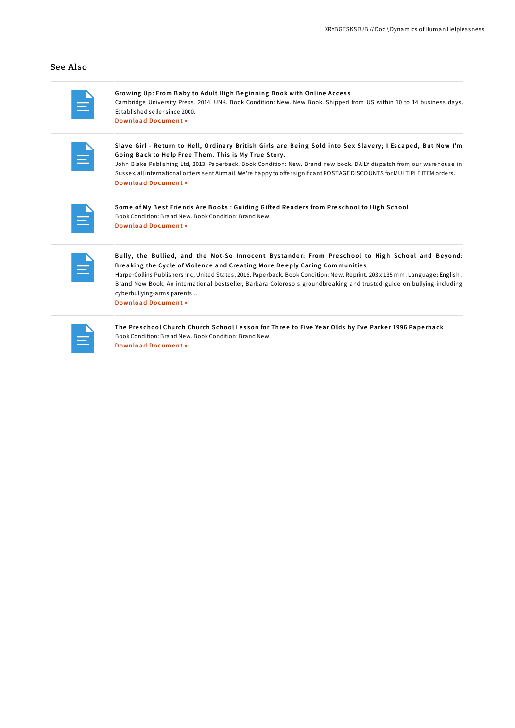## See Also

**Growing Up: From Baby to Adult High Beginning Book with Online Access**
Cambridge University Press, 2014. UNK. Book Condition: New. New Book. Shipped from US within 10 to 14 business days. Established seller since 2000.
Download Document »

**Slave Girl - Return to Hell, Ordinary British Girls are Being Sold into Sex Slavery; I Escaped, But Now I'm Going Back to Help Free Them. This is My True Story.**
John Blake Publishing Ltd, 2013. Paperback. Book Condition: New. Brand new book. DAILY dispatch from our warehouse in Sussex, all international orders sent Airmail. We're happy to offer significant POSTAGE DISCOUNTS for MULTIPLE ITEM orders.
Download Document »

**Some of My Best Friends Are Books : Guiding Gifted Readers from Preschool to High School**
Book Condition: Brand New. Book Condition: Brand New.
Download Document »

**Bully, the Bullied, and the Not-So Innocent Bystander: From Preschool to High School and Beyond: Breaking the Cycle of Violence and Creating More Deeply Caring Communities**
HarperCollins Publishers Inc, United States, 2016. Paperback. Book Condition: New. Reprint. 203 x 135 mm. Language: English . Brand New Book. An international bestseller, Barbara Coloroso s groundbreaking and trusted guide on bullying-including cyberbullying-arms parents...
Download Document »

**The Preschool Church Church School Lesson for Three to Five Year Olds by Eve Parker 1996 Paperback**
Book Condition: Brand New. Book Condition: Brand New.
Download Document »